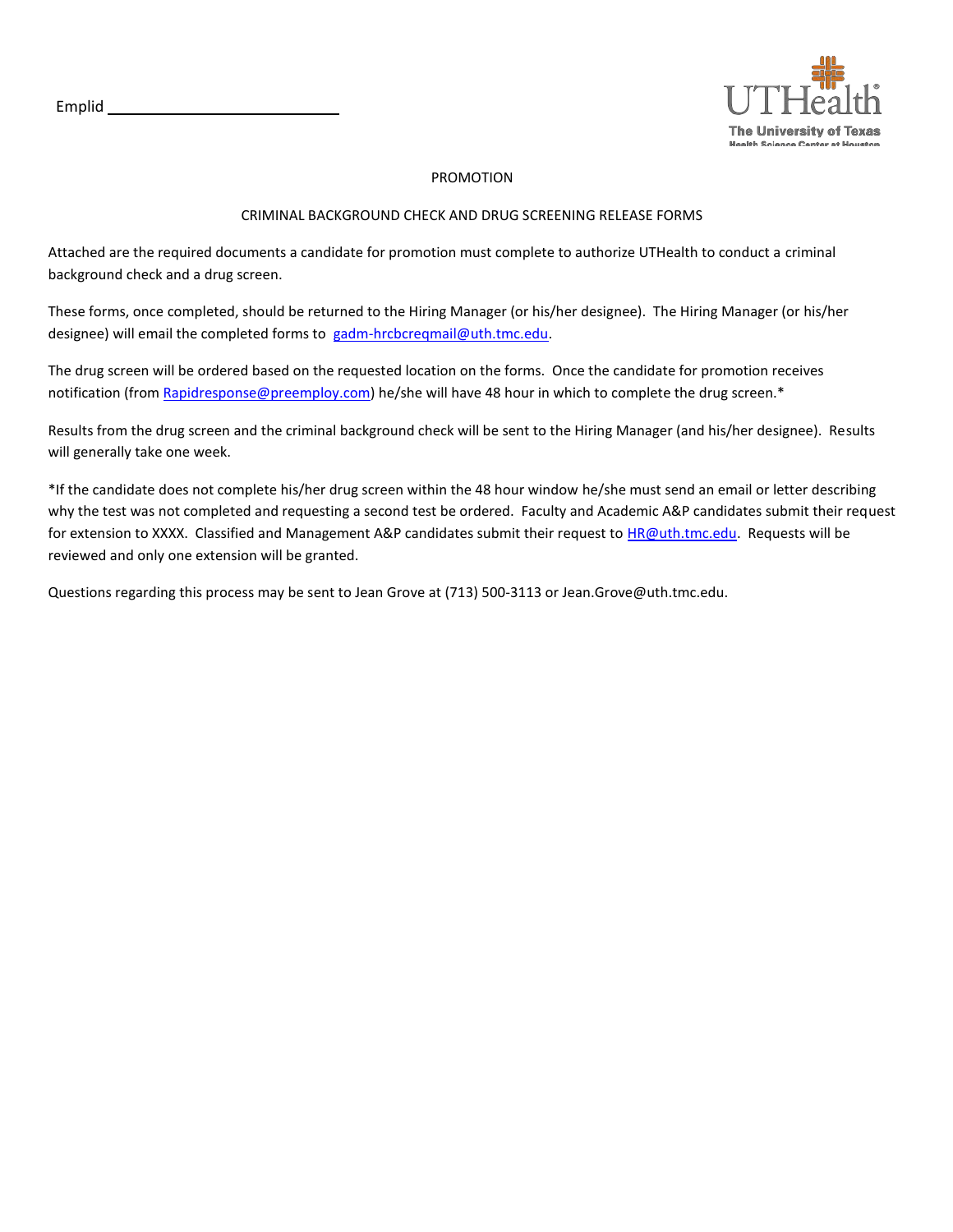Emplid ____________________________

UTHealth
The University of Texas
Health Science Center at Houston

PROMOTION

CRIMINAL BACKGROUND CHECK AND DRUG SCREENING RELEASE FORMS

Attached are the required documents a candidate for promotion must complete to authorize UTHealth to conduct a criminal background check and a drug screen.

These forms, once completed, should be returned to the Hiring Manager (or his/her designee). The Hiring Manager (or his/her designee) will email the completed forms to gadm-hrcbcreqmail@uth.tmc.edu.

The drug screen will be ordered based on the requested location on the forms. Once the candidate for promotion receives notification (from Rapidresponse@preemploy.com) he/she will have 48 hour in which to complete the drug screen.*

Results from the drug screen and the criminal background check will be sent to the Hiring Manager (and his/her designee). Results will generally take one week.

*If the candidate does not complete his/her drug screen within the 48 hour window he/she must send an email or letter describing why the test was not completed and requesting a second test be ordered. Faculty and Academic A&P candidates submit their request for extension to XXXX. Classified and Management A&P candidates submit their request to HR@uth.tmc.edu. Requests will be reviewed and only one extension will be granted.

Questions regarding this process may be sent to Jean Grove at (713) 500-3113 or Jean.Grove@uth.tmc.edu.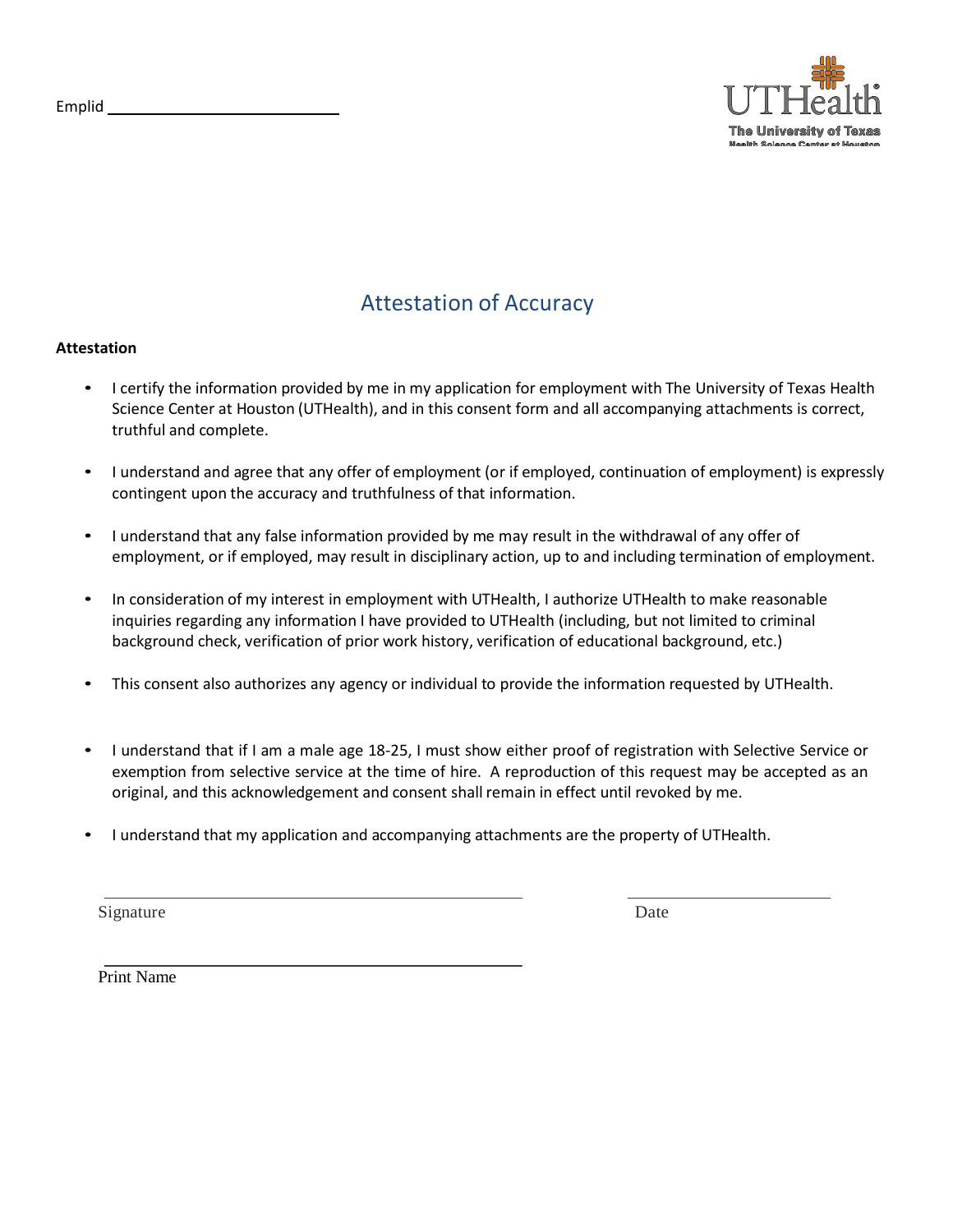Emplid ____________________________

UTHealth
The University of Texas
Health Science Center at Houston

# Attestation of Accuracy

**Attestation**

- I certify the information provided by me in my application for employment with The University of Texas Health Science Center at Houston (UTHealth), and in this consent form and all accompanying attachments is correct, truthful and complete.
- I understand and agree that any offer of employment (or if employed, continuation of employment) is expressly contingent upon the accuracy and truthfulness of that information.
- I understand that any false information provided by me may result in the withdrawal of any offer of employment, or if employed, may result in disciplinary action, up to and including termination of employment.
- In consideration of my interest in employment with UTHealth, I authorize UTHealth to make reasonable inquiries regarding any information I have provided to UTHealth (including, but not limited to criminal background check, verification of prior work history, verification of educational background, etc.)
- This consent also authorizes any agency or individual to provide the information requested by UTHealth.
- I understand that if I am a male age 18-25, I must show either proof of registration with Selective Service or exemption from selective service at the time of hire. A reproduction of this request may be accepted as an original, and this acknowledgement and consent shall remain in effect until revoked by me.
- I understand that my application and accompanying attachments are the property of UTHealth.

______________________________________ ______________________
Signature Date

______________________________________
Print Name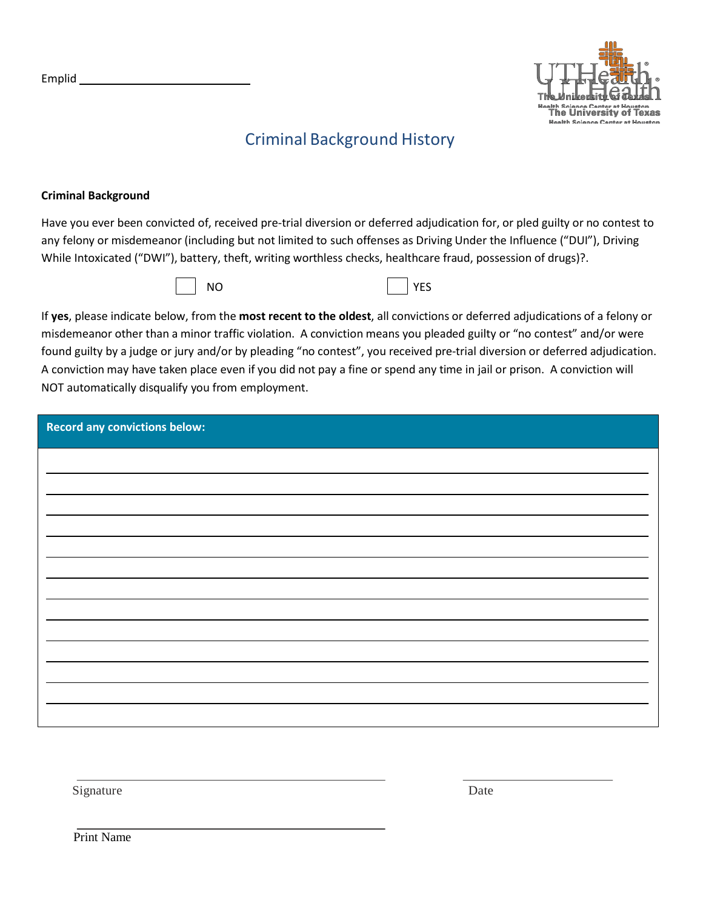Emplid ___________________________

# Criminal Background History

**Criminal Background**

Have you ever been convicted of, received pre-trial diversion or deferred adjudication for, or pled guilty or no contest to any felony or misdemeanor (including but not limited to such offenses as Driving Under the Influence ("DUI"), Driving While Intoxicated ("DWI"), battery, theft, writing worthless checks, healthcare fraud, possession of drugs)?.

☐ NO ☐ YES

If **yes**, please indicate below, from the **most recent to the oldest**, all convictions or deferred adjudications of a felony or misdemeanor other than a minor traffic violation. A conviction means you pleaded guilty or "no contest" and/or were found guilty by a judge or jury and/or by pleading "no contest", you received pre-trial diversion or deferred adjudication. A conviction may have taken place even if you did not pay a fine or spend any time in jail or prison. A conviction will NOT automatically disqualify you from employment.

**Record any convictions below:**

______________________________________________________________________________

______________________________________________________________________________

______________________________________________________________________________

______________________________________________________________________________

______________________________________________________________________________

______________________________________________________________________________

______________________________________________________________________________

______________________________________________________________________________

______________________________________________________________________________

______________________________________________________________________________

______________________________________________________________________________

______________________________________________________________________________

_________________________________________ _____________________

Signature Date

_________________________________________

Print Name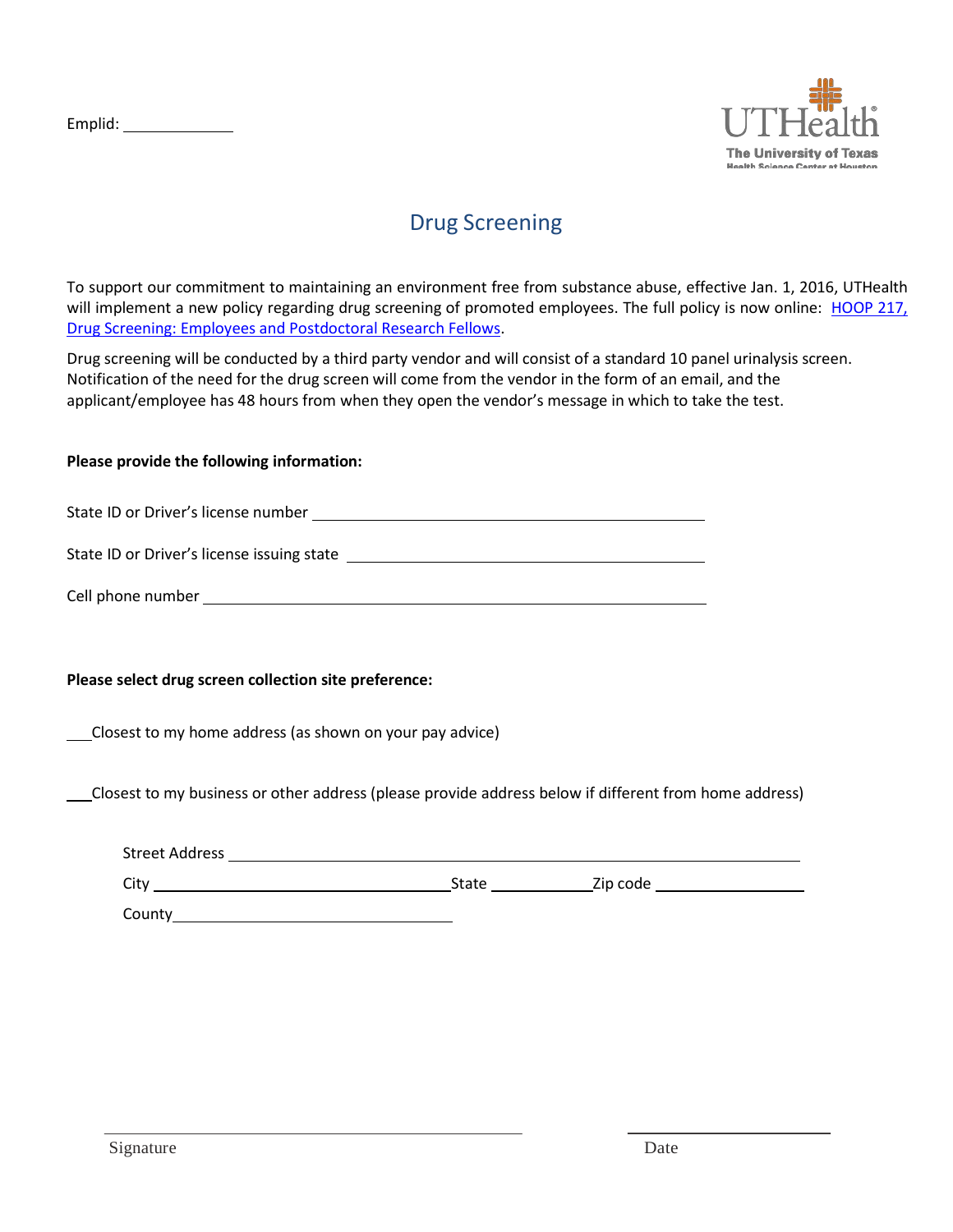Emplid: ____________

UTHealth
The University of Texas
Health Science Center at Houston

# Drug Screening

To support our commitment to maintaining an environment free from substance abuse, effective Jan. 1, 2016, UTHealth will implement a new policy regarding drug screening of promoted employees. The full policy is now online: [HOOP 217, Drug Screening: Employees and Postdoctoral Research Fellows].

Drug screening will be conducted by a third party vendor and will consist of a standard 10 panel urinalysis screen. Notification of the need for the drug screen will come from the vendor in the form of an email, and the applicant/employee has 48 hours from when they open the vendor's message in which to take the test.

**Please provide the following information:**

State ID or Driver's license number ____________________________________________

State ID or Driver's license issuing state ________________________________________

Cell phone number ________________________________________________________

**Please select drug screen collection site preference:**

___ Closest to my home address (as shown on your pay advice)

___ Closest to my business or other address (please provide address below if different from home address)

Street Address ____________________________________________________________

City ________________________________ State ____________ Zip code ________________

County ________________________________

_______________________________________ ____________________

Signature Date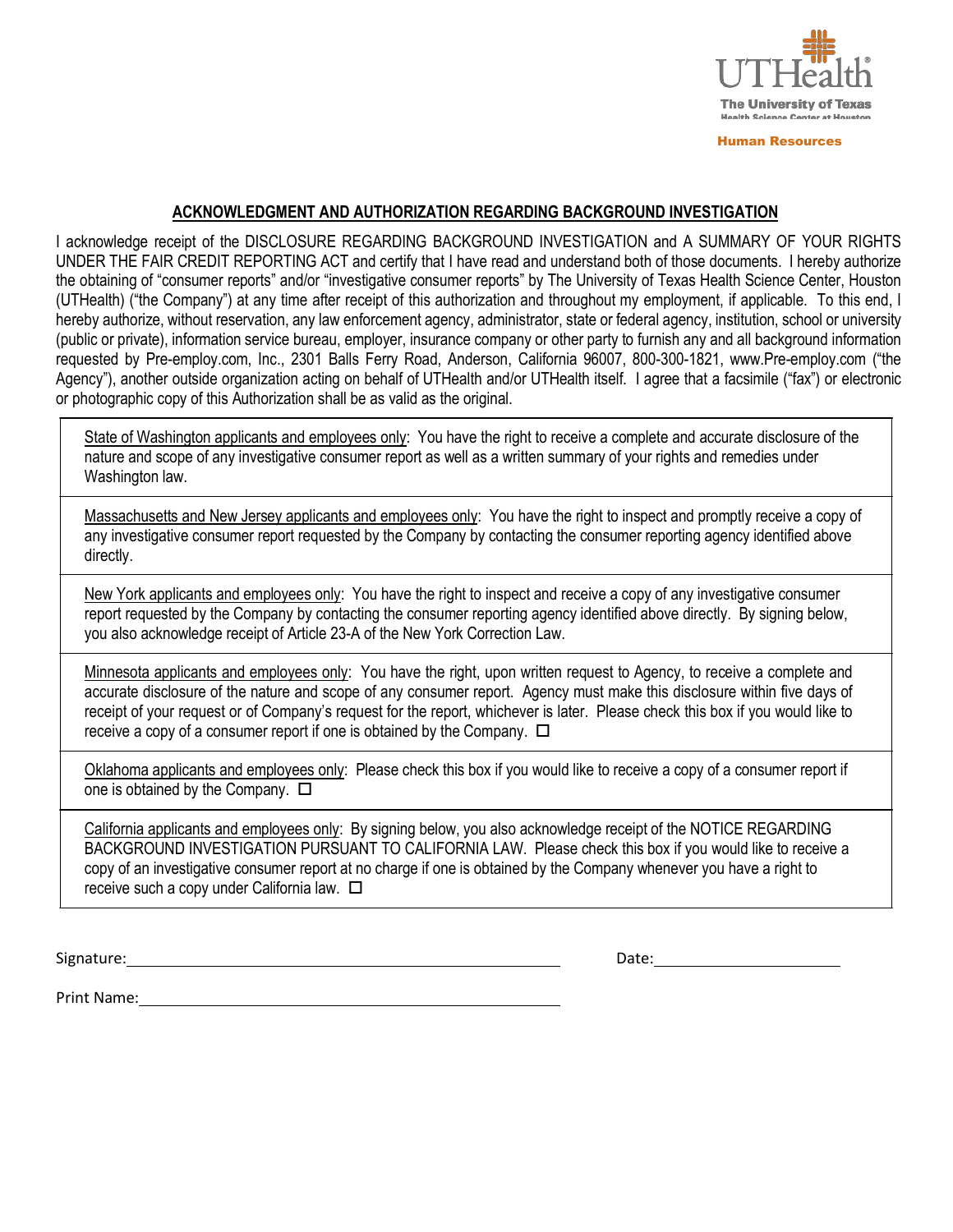UTHealth
The University of Texas Health Science Center at Houston
Human Resources

## ACKNOWLEDGMENT AND AUTHORIZATION REGARDING BACKGROUND INVESTIGATION

I acknowledge receipt of the DISCLOSURE REGARDING BACKGROUND INVESTIGATION and A SUMMARY OF YOUR RIGHTS UNDER THE FAIR CREDIT REPORTING ACT and certify that I have read and understand both of those documents. I hereby authorize the obtaining of "consumer reports" and/or "investigative consumer reports" by The University of Texas Health Science Center, Houston (UTHealth) ("the Company") at any time after receipt of this authorization and throughout my employment, if applicable. To this end, I hereby authorize, without reservation, any law enforcement agency, administrator, state or federal agency, institution, school or university (public or private), information service bureau, employer, insurance company or other party to furnish any and all background information requested by Pre-employ.com, Inc., 2301 Balls Ferry Road, Anderson, California 96007, 800-300-1821, www.Pre-employ.com ("the Agency"), another outside organization acting on behalf of UTHealth and/or UTHealth itself. I agree that a facsimile ("fax") or electronic or photographic copy of this Authorization shall be as valid as the original.

| |
|---|
| State of Washington applicants and employees only: You have the right to receive a complete and accurate disclosure of the nature and scope of any investigative consumer report as well as a written summary of your rights and remedies under Washington law. |
| Massachusetts and New Jersey applicants and employees only: You have the right to inspect and promptly receive a copy of any investigative consumer report requested by the Company by contacting the consumer reporting agency identified above directly. |
| New York applicants and employees only: You have the right to inspect and receive a copy of any investigative consumer report requested by the Company by contacting the consumer reporting agency identified above directly. By signing below, you also acknowledge receipt of Article 23-A of the New York Correction Law. |
| Minnesota applicants and employees only: You have the right, upon written request to Agency, to receive a complete and accurate disclosure of the nature and scope of any consumer report. Agency must make this disclosure within five days of receipt of your request or of Company's request for the report, whichever is later. Please check this box if you would like to receive a copy of a consumer report if one is obtained by the Company. ☐ |
| Oklahoma applicants and employees only: Please check this box if you would like to receive a copy of a consumer report if one is obtained by the Company. ☐ |
| California applicants and employees only: By signing below, you also acknowledge receipt of the NOTICE REGARDING BACKGROUND INVESTIGATION PURSUANT TO CALIFORNIA LAW. Please check this box if you would like to receive a copy of an investigative consumer report at no charge if one is obtained by the Company whenever you have a right to receive such a copy under California law. ☐ |

Signature:______________________________________________ Date:______________________

Print Name:______________________________________________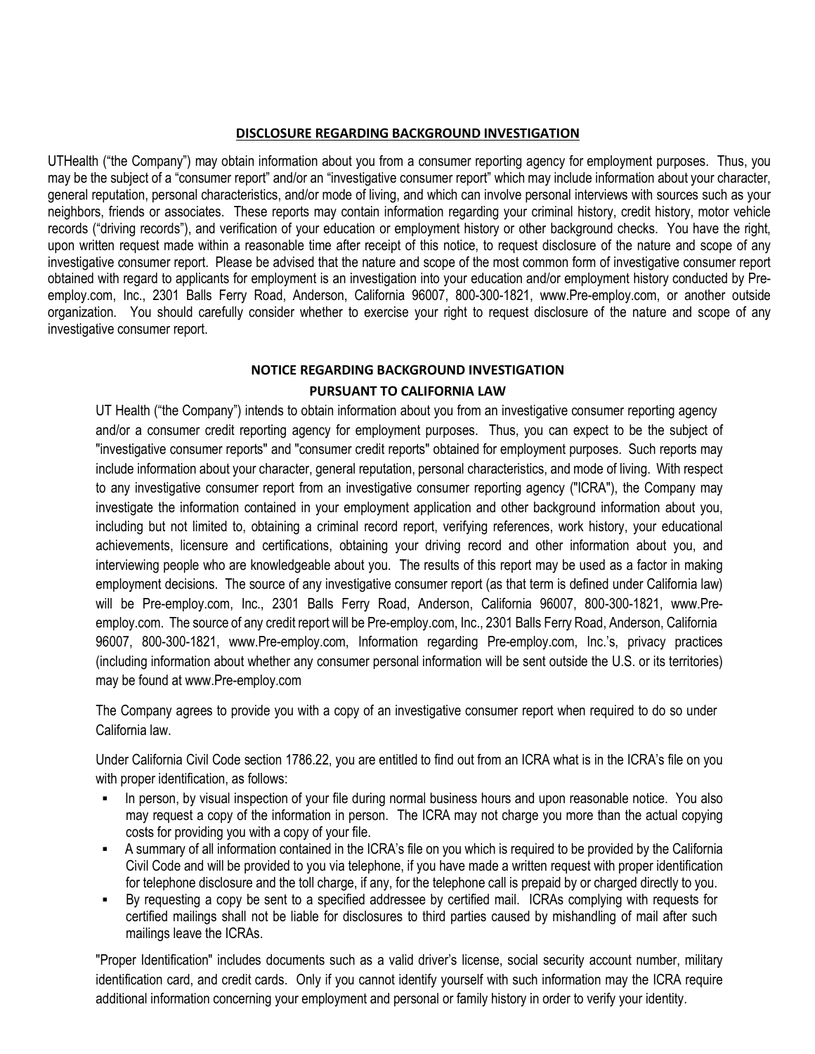## DISCLOSURE REGARDING BACKGROUND INVESTIGATION

UTHealth ("the Company") may obtain information about you from a consumer reporting agency for employment purposes. Thus, you may be the subject of a "consumer report" and/or an "investigative consumer report" which may include information about your character, general reputation, personal characteristics, and/or mode of living, and which can involve personal interviews with sources such as your neighbors, friends or associates. These reports may contain information regarding your criminal history, credit history, motor vehicle records ("driving records"), and verification of your education or employment history or other background checks. You have the right, upon written request made within a reasonable time after receipt of this notice, to request disclosure of the nature and scope of any investigative consumer report. Please be advised that the nature and scope of the most common form of investigative consumer report obtained with regard to applicants for employment is an investigation into your education and/or employment history conducted by Pre-employ.com, Inc., 2301 Balls Ferry Road, Anderson, California 96007, 800-300-1821, www.Pre-employ.com, or another outside organization. You should carefully consider whether to exercise your right to request disclosure of the nature and scope of any investigative consumer report.

## NOTICE REGARDING BACKGROUND INVESTIGATION PURSUANT TO CALIFORNIA LAW

UT Health ("the Company") intends to obtain information about you from an investigative consumer reporting agency and/or a consumer credit reporting agency for employment purposes. Thus, you can expect to be the subject of "investigative consumer reports" and "consumer credit reports" obtained for employment purposes. Such reports may include information about your character, general reputation, personal characteristics, and mode of living. With respect to any investigative consumer report from an investigative consumer reporting agency ("ICRA"), the Company may investigate the information contained in your employment application and other background information about you, including but not limited to, obtaining a criminal record report, verifying references, work history, your educational achievements, licensure and certifications, obtaining your driving record and other information about you, and interviewing people who are knowledgeable about you. The results of this report may be used as a factor in making employment decisions. The source of any investigative consumer report (as that term is defined under California law) will be Pre-employ.com, Inc., 2301 Balls Ferry Road, Anderson, California 96007, 800-300-1821, www.Pre-employ.com. The source of any credit report will be Pre-employ.com, Inc., 2301 Balls Ferry Road, Anderson, California 96007, 800-300-1821, www.Pre-employ.com, Information regarding Pre-employ.com, Inc.'s, privacy practices (including information about whether any consumer personal information will be sent outside the U.S. or its territories) may be found at www.Pre-employ.com

The Company agrees to provide you with a copy of an investigative consumer report when required to do so under California law.

Under California Civil Code section 1786.22, you are entitled to find out from an ICRA what is in the ICRA's file on you with proper identification, as follows:

- In person, by visual inspection of your file during normal business hours and upon reasonable notice. You also may request a copy of the information in person. The ICRA may not charge you more than the actual copying costs for providing you with a copy of your file.
- A summary of all information contained in the ICRA's file on you which is required to be provided by the California Civil Code and will be provided to you via telephone, if you have made a written request with proper identification for telephone disclosure and the toll charge, if any, for the telephone call is prepaid by or charged directly to you.
- By requesting a copy be sent to a specified addressee by certified mail. ICRAs complying with requests for certified mailings shall not be liable for disclosures to third parties caused by mishandling of mail after such mailings leave the ICRAs.

"Proper Identification" includes documents such as a valid driver's license, social security account number, military identification card, and credit cards. Only if you cannot identify yourself with such information may the ICRA require additional information concerning your employment and personal or family history in order to verify your identity.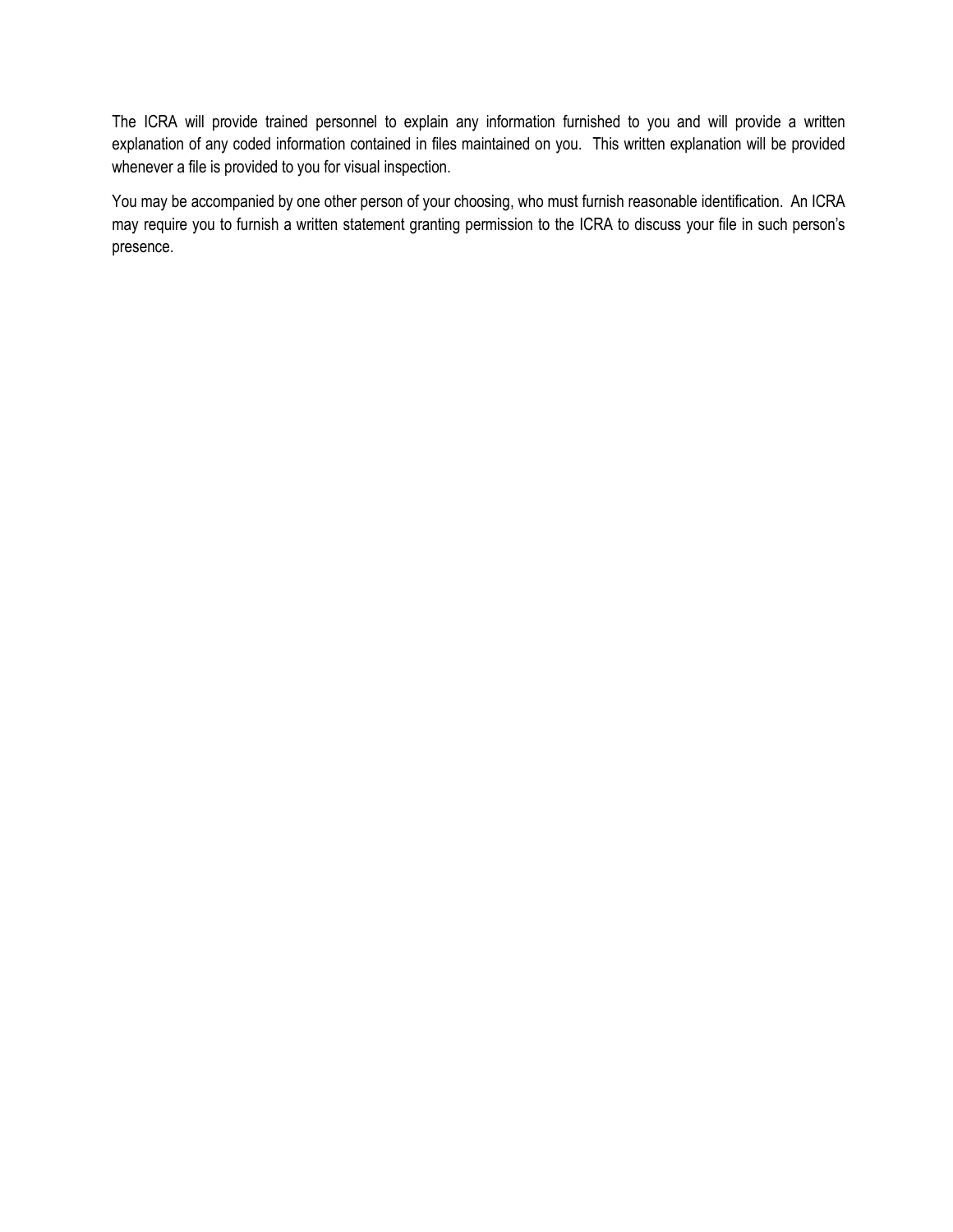The ICRA will provide trained personnel to explain any information furnished to you and will provide a written explanation of any coded information contained in files maintained on you. This written explanation will be provided whenever a file is provided to you for visual inspection.

You may be accompanied by one other person of your choosing, who must furnish reasonable identification. An ICRA may require you to furnish a written statement granting permission to the ICRA to discuss your file in such person's presence.